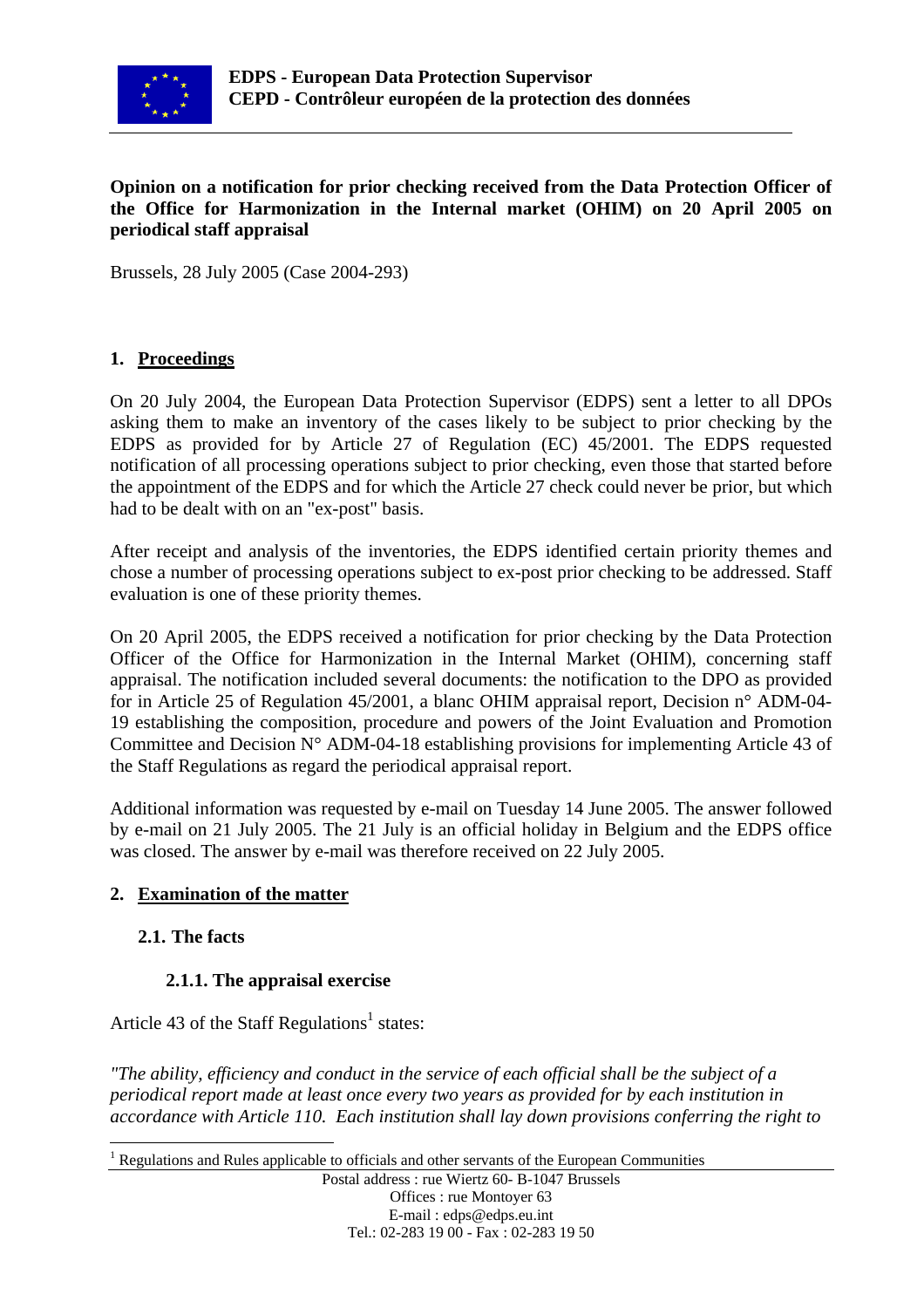**EDPS - European Data Protection Supervisor**
**CEPD - Contrôleur européen de la protection des données**

**Opinion on a notification for prior checking received from the Data Protection Officer of the Office for Harmonization in the Internal market (OHIM) on 20 April 2005 on periodical staff appraisal**

Brussels, 28 July 2005 (Case 2004-293)

## 1. Proceedings

On 20 July 2004, the European Data Protection Supervisor (EDPS) sent a letter to all DPOs asking them to make an inventory of the cases likely to be subject to prior checking by the EDPS as provided for by Article 27 of Regulation (EC) 45/2001. The EDPS requested notification of all processing operations subject to prior checking, even those that started before the appointment of the EDPS and for which the Article 27 check could never be prior, but which had to be dealt with on an "ex-post" basis.

After receipt and analysis of the inventories, the EDPS identified certain priority themes and chose a number of processing operations subject to ex-post prior checking to be addressed. Staff evaluation is one of these priority themes.

On 20 April 2005, the EDPS received a notification for prior checking by the Data Protection Officer of the Office for Harmonization in the Internal Market (OHIM), concerning staff appraisal. The notification included several documents: the notification to the DPO as provided for in Article 25 of Regulation 45/2001, a blanc OHIM appraisal report, Decision n° ADM-04-19 establishing the composition, procedure and powers of the Joint Evaluation and Promotion Committee and Decision N° ADM-04-18 establishing provisions for implementing Article 43 of the Staff Regulations as regard the periodical appraisal report.

Additional information was requested by e-mail on Tuesday 14 June 2005. The answer followed by e-mail on 21 July 2005. The 21 July is an official holiday in Belgium and the EDPS office was closed. The answer by e-mail was therefore received on 22 July 2005.

## 2. Examination of the matter

### 2.1. The facts

#### 2.1.1. The appraisal exercise

Article 43 of the Staff Regulations[1] states:

*"The ability, efficiency and conduct in the service of each official shall be the subject of a periodical report made at least once every two years as provided for by each institution in accordance with Article 110. Each institution shall lay down provisions conferring the right to*

[1] Regulations and Rules applicable to officials and other servants of the European Communities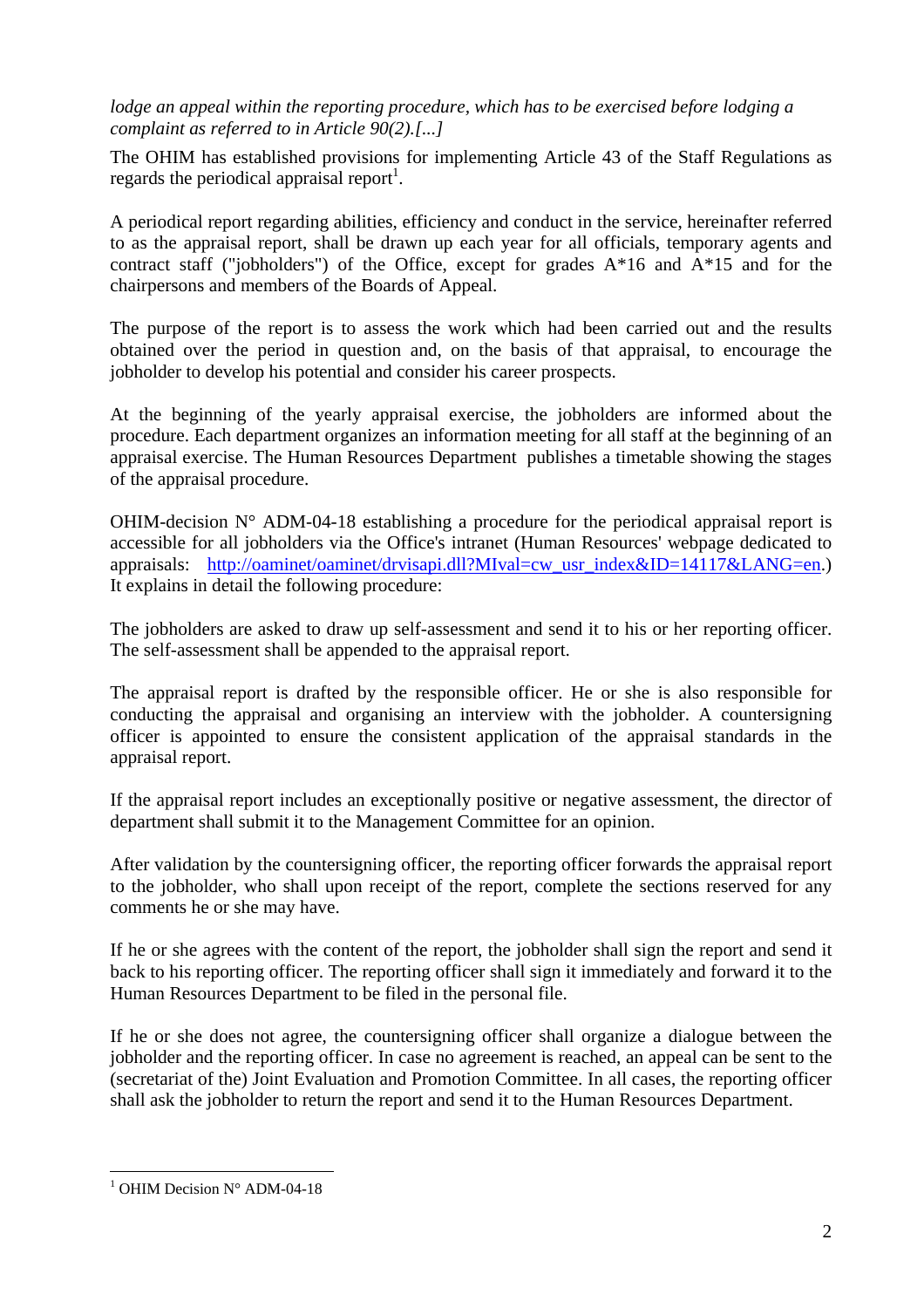*lodge an appeal within the reporting procedure, which has to be exercised before lodging a complaint as referred to in Article 90(2).[...]*

The OHIM has established provisions for implementing Article 43 of the Staff Regulations as regards the periodical appraisal report[1].

A periodical report regarding abilities, efficiency and conduct in the service, hereinafter referred to as the appraisal report, shall be drawn up each year for all officials, temporary agents and contract staff ("jobholders") of the Office, except for grades A*16 and A*15 and for the chairpersons and members of the Boards of Appeal.

The purpose of the report is to assess the work which had been carried out and the results obtained over the period in question and, on the basis of that appraisal, to encourage the jobholder to develop his potential and consider his career prospects.

At the beginning of the yearly appraisal exercise, the jobholders are informed about the procedure. Each department organizes an information meeting for all staff at the beginning of an appraisal exercise. The Human Resources Department publishes a timetable showing the stages of the appraisal procedure.

OHIM-decision N° ADM-04-18 establishing a procedure for the periodical appraisal report is accessible for all jobholders via the Office's intranet (Human Resources' webpage dedicated to appraisals: [http://oaminet/oaminet/drvisapi.dll?MIval=cw_usr_index&ID=14117&LANG=en](http://oaminet/oaminet/drvisapi.dll?MIval=cw_usr_index&ID=14117&LANG=en).) It explains in detail the following procedure:

The jobholders are asked to draw up self-assessment and send it to his or her reporting officer. The self-assessment shall be appended to the appraisal report.

The appraisal report is drafted by the responsible officer. He or she is also responsible for conducting the appraisal and organising an interview with the jobholder. A countersigning officer is appointed to ensure the consistent application of the appraisal standards in the appraisal report.

If the appraisal report includes an exceptionally positive or negative assessment, the director of department shall submit it to the Management Committee for an opinion.

After validation by the countersigning officer, the reporting officer forwards the appraisal report to the jobholder, who shall upon receipt of the report, complete the sections reserved for any comments he or she may have.

If he or she agrees with the content of the report, the jobholder shall sign the report and send it back to his reporting officer. The reporting officer shall sign it immediately and forward it to the Human Resources Department to be filed in the personal file.

If he or she does not agree, the countersigning officer shall organize a dialogue between the jobholder and the reporting officer. In case no agreement is reached, an appeal can be sent to the (secretariat of the) Joint Evaluation and Promotion Committee. In all cases, the reporting officer shall ask the jobholder to return the report and send it to the Human Resources Department.

---

[1] OHIM Decision N° ADM-04-18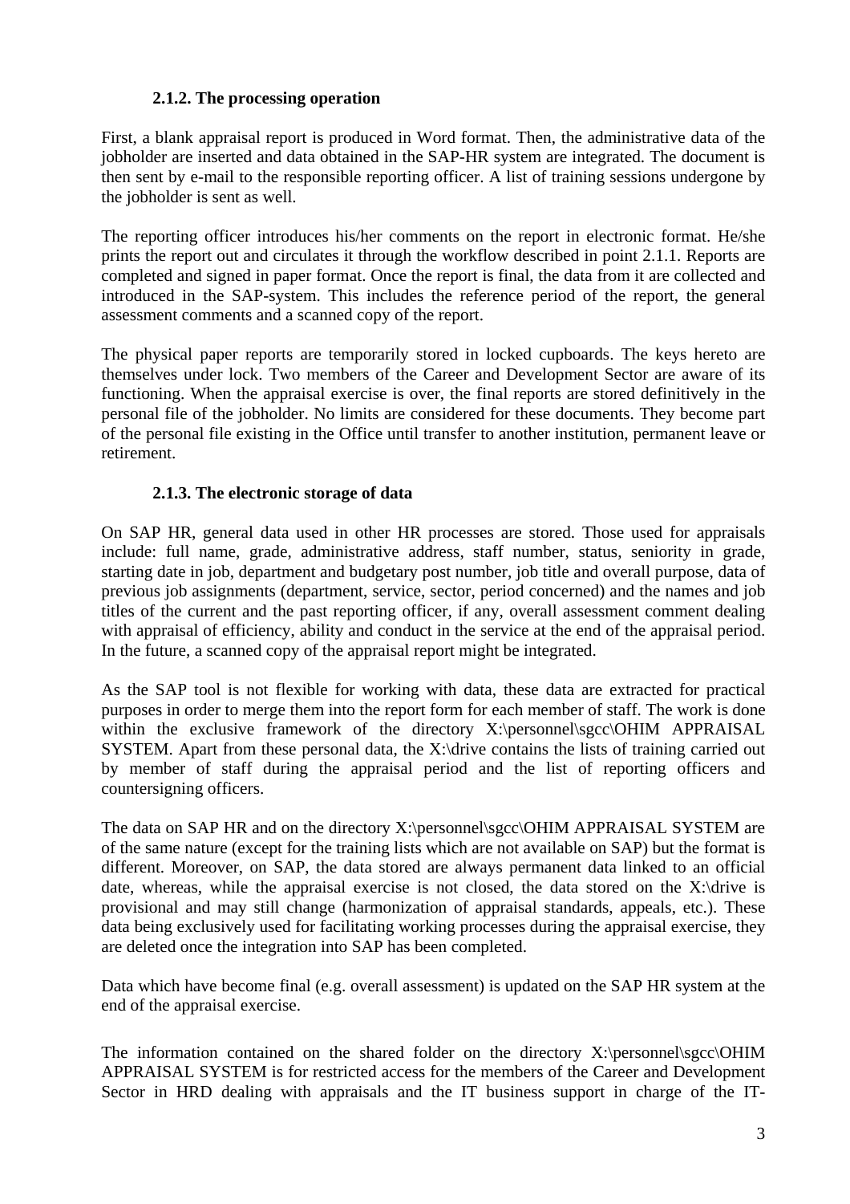#### 2.1.2. The processing operation

First, a blank appraisal report is produced in Word format. Then, the administrative data of the jobholder are inserted and data obtained in the SAP-HR system are integrated. The document is then sent by e-mail to the responsible reporting officer. A list of training sessions undergone by the jobholder is sent as well.

The reporting officer introduces his/her comments on the report in electronic format. He/she prints the report out and circulates it through the workflow described in point 2.1.1. Reports are completed and signed in paper format. Once the report is final, the data from it are collected and introduced in the SAP-system. This includes the reference period of the report, the general assessment comments and a scanned copy of the report.

The physical paper reports are temporarily stored in locked cupboards. The keys hereto are themselves under lock. Two members of the Career and Development Sector are aware of its functioning. When the appraisal exercise is over, the final reports are stored definitively in the personal file of the jobholder. No limits are considered for these documents. They become part of the personal file existing in the Office until transfer to another institution, permanent leave or retirement.

#### 2.1.3. The electronic storage of data

On SAP HR, general data used in other HR processes are stored. Those used for appraisals include: full name, grade, administrative address, staff number, status, seniority in grade, starting date in job, department and budgetary post number, job title and overall purpose, data of previous job assignments (department, service, sector, period concerned) and the names and job titles of the current and the past reporting officer, if any, overall assessment comment dealing with appraisal of efficiency, ability and conduct in the service at the end of the appraisal period. In the future, a scanned copy of the appraisal report might be integrated.

As the SAP tool is not flexible for working with data, these data are extracted for practical purposes in order to merge them into the report form for each member of staff. The work is done within the exclusive framework of the directory X:\personnel\sgcc\OHIM APPRAISAL SYSTEM. Apart from these personal data, the X:\drive contains the lists of training carried out by member of staff during the appraisal period and the list of reporting officers and countersigning officers.

The data on SAP HR and on the directory X:\personnel\sgcc\OHIM APPRAISAL SYSTEM are of the same nature (except for the training lists which are not available on SAP) but the format is different. Moreover, on SAP, the data stored are always permanent data linked to an official date, whereas, while the appraisal exercise is not closed, the data stored on the X:\drive is provisional and may still change (harmonization of appraisal standards, appeals, etc.). These data being exclusively used for facilitating working processes during the appraisal exercise, they are deleted once the integration into SAP has been completed.

Data which have become final (e.g. overall assessment) is updated on the SAP HR system at the end of the appraisal exercise.

The information contained on the shared folder on the directory X:\personnel\sgcc\OHIM APPRAISAL SYSTEM is for restricted access for the members of the Career and Development Sector in HRD dealing with appraisals and the IT business support in charge of the IT-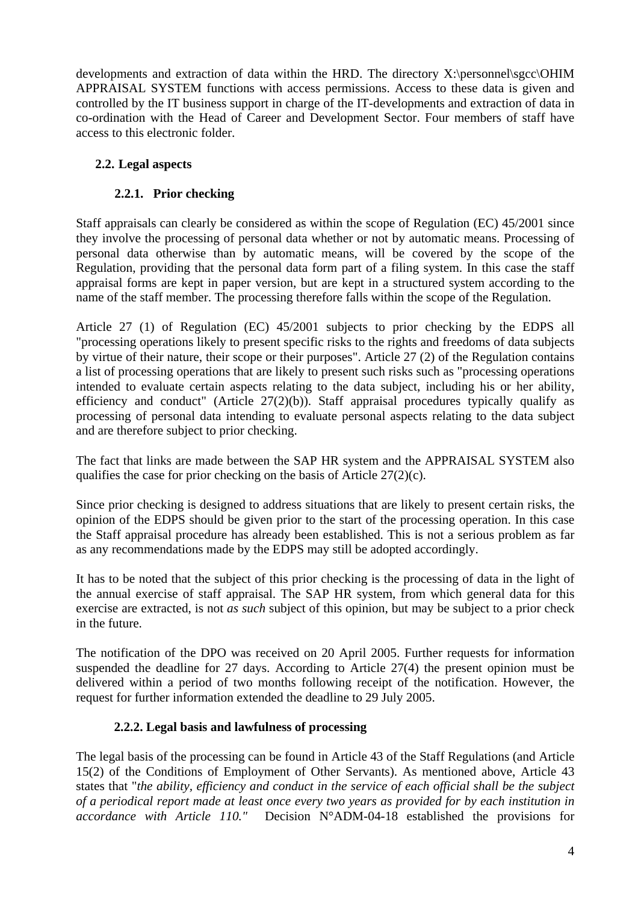developments and extraction of data within the HRD. The directory X:\personnel\sgcc\OHIM APPRAISAL SYSTEM functions with access permissions. Access to these data is given and controlled by the IT business support in charge of the IT-developments and extraction of data in co-ordination with the Head of Career and Development Sector. Four members of staff have access to this electronic folder.

## 2.2. Legal aspects

### 2.2.1. Prior checking

Staff appraisals can clearly be considered as within the scope of Regulation (EC) 45/2001 since they involve the processing of personal data whether or not by automatic means. Processing of personal data otherwise than by automatic means, will be covered by the scope of the Regulation, providing that the personal data form part of a filing system. In this case the staff appraisal forms are kept in paper version, but are kept in a structured system according to the name of the staff member. The processing therefore falls within the scope of the Regulation.

Article 27 (1) of Regulation (EC) 45/2001 subjects to prior checking by the EDPS all "processing operations likely to present specific risks to the rights and freedoms of data subjects by virtue of their nature, their scope or their purposes". Article 27 (2) of the Regulation contains a list of processing operations that are likely to present such risks such as "processing operations intended to evaluate certain aspects relating to the data subject, including his or her ability, efficiency and conduct" (Article 27(2)(b)). Staff appraisal procedures typically qualify as processing of personal data intending to evaluate personal aspects relating to the data subject and are therefore subject to prior checking.

The fact that links are made between the SAP HR system and the APPRAISAL SYSTEM also qualifies the case for prior checking on the basis of Article 27(2)(c).

Since prior checking is designed to address situations that are likely to present certain risks, the opinion of the EDPS should be given prior to the start of the processing operation. In this case the Staff appraisal procedure has already been established. This is not a serious problem as far as any recommendations made by the EDPS may still be adopted accordingly.

It has to be noted that the subject of this prior checking is the processing of data in the light of the annual exercise of staff appraisal. The SAP HR system, from which general data for this exercise are extracted, is not *as such* subject of this opinion, but may be subject to a prior check in the future.

The notification of the DPO was received on 20 April 2005. Further requests for information suspended the deadline for 27 days. According to Article 27(4) the present opinion must be delivered within a period of two months following receipt of the notification. However, the request for further information extended the deadline to 29 July 2005.

### 2.2.2. Legal basis and lawfulness of processing

The legal basis of the processing can be found in Article 43 of the Staff Regulations (and Article 15(2) of the Conditions of Employment of Other Servants). As mentioned above, Article 43 states that "*the ability, efficiency and conduct in the service of each official shall be the subject of a periodical report made at least once every two years as provided for by each institution in accordance with Article 110."* Decision N°ADM-04-18 established the provisions for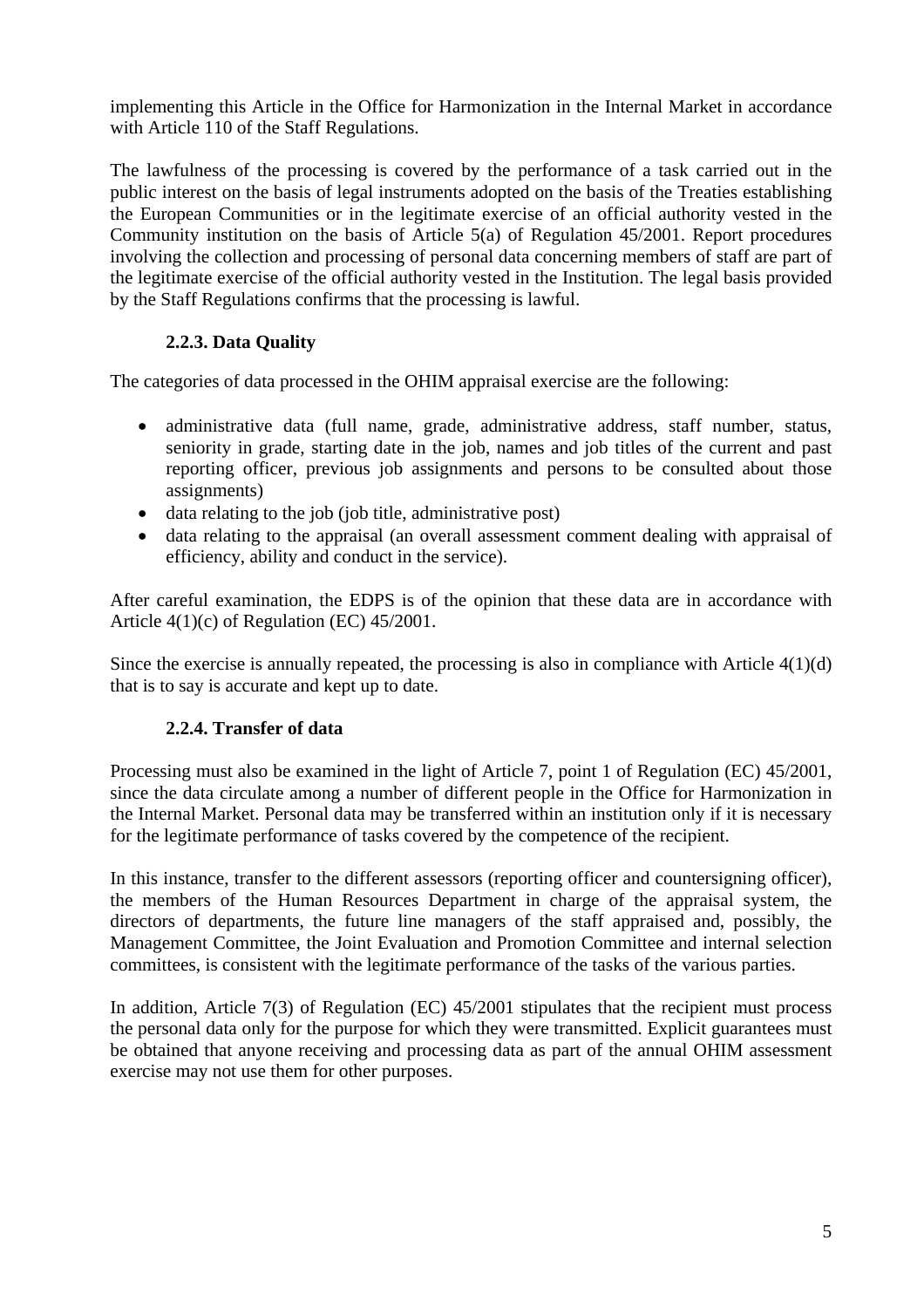implementing this Article in the Office for Harmonization in the Internal Market in accordance with Article 110 of the Staff Regulations.

The lawfulness of the processing is covered by the performance of a task carried out in the public interest on the basis of legal instruments adopted on the basis of the Treaties establishing the European Communities or in the legitimate exercise of an official authority vested in the Community institution on the basis of Article 5(a) of Regulation 45/2001. Report procedures involving the collection and processing of personal data concerning members of staff are part of the legitimate exercise of the official authority vested in the Institution. The legal basis provided by the Staff Regulations confirms that the processing is lawful.

### 2.2.3. Data Quality

The categories of data processed in the OHIM appraisal exercise are the following:

- administrative data (full name, grade, administrative address, staff number, status, seniority in grade, starting date in the job, names and job titles of the current and past reporting officer, previous job assignments and persons to be consulted about those assignments)
- data relating to the job (job title, administrative post)
- data relating to the appraisal (an overall assessment comment dealing with appraisal of efficiency, ability and conduct in the service).

After careful examination, the EDPS is of the opinion that these data are in accordance with Article 4(1)(c) of Regulation (EC) 45/2001.

Since the exercise is annually repeated, the processing is also in compliance with Article 4(1)(d) that is to say is accurate and kept up to date.

### 2.2.4. Transfer of data

Processing must also be examined in the light of Article 7, point 1 of Regulation (EC) 45/2001, since the data circulate among a number of different people in the Office for Harmonization in the Internal Market. Personal data may be transferred within an institution only if it is necessary for the legitimate performance of tasks covered by the competence of the recipient.

In this instance, transfer to the different assessors (reporting officer and countersigning officer), the members of the Human Resources Department in charge of the appraisal system, the directors of departments, the future line managers of the staff appraised and, possibly, the Management Committee, the Joint Evaluation and Promotion Committee and internal selection committees, is consistent with the legitimate performance of the tasks of the various parties.

In addition, Article 7(3) of Regulation (EC) 45/2001 stipulates that the recipient must process the personal data only for the purpose for which they were transmitted. Explicit guarantees must be obtained that anyone receiving and processing data as part of the annual OHIM assessment exercise may not use them for other purposes.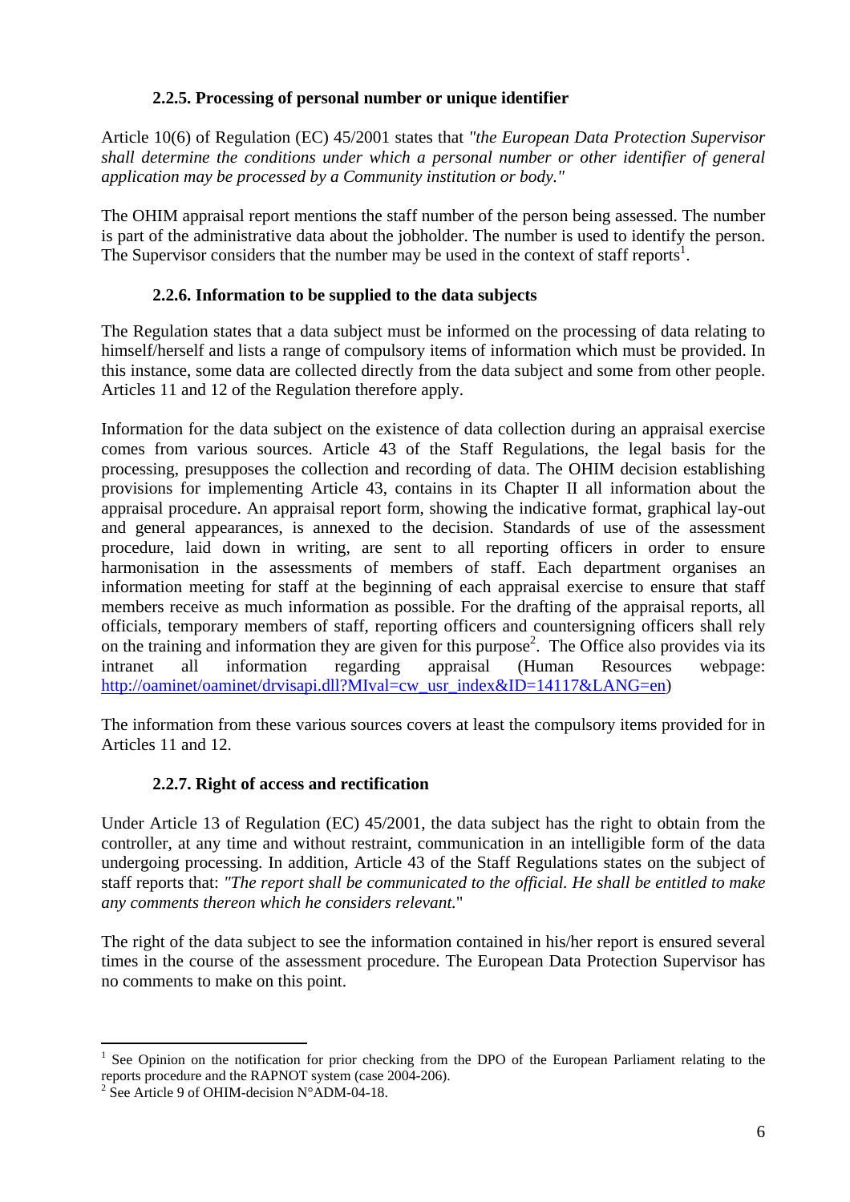### 2.2.5. Processing of personal number or unique identifier

Article 10(6) of Regulation (EC) 45/2001 states that *"the European Data Protection Supervisor shall determine the conditions under which a personal number or other identifier of general application may be processed by a Community institution or body."*

The OHIM appraisal report mentions the staff number of the person being assessed. The number is part of the administrative data about the jobholder. The number is used to identify the person. The Supervisor considers that the number may be used in the context of staff reports[1].

### 2.2.6. Information to be supplied to the data subjects

The Regulation states that a data subject must be informed on the processing of data relating to himself/herself and lists a range of compulsory items of information which must be provided. In this instance, some data are collected directly from the data subject and some from other people. Articles 11 and 12 of the Regulation therefore apply.

Information for the data subject on the existence of data collection during an appraisal exercise comes from various sources. Article 43 of the Staff Regulations, the legal basis for the processing, presupposes the collection and recording of data. The OHIM decision establishing provisions for implementing Article 43, contains in its Chapter II all information about the appraisal procedure. An appraisal report form, showing the indicative format, graphical lay-out and general appearances, is annexed to the decision. Standards of use of the assessment procedure, laid down in writing, are sent to all reporting officers in order to ensure harmonisation in the assessments of members of staff. Each department organises an information meeting for staff at the beginning of each appraisal exercise to ensure that staff members receive as much information as possible. For the drafting of the appraisal reports, all officials, temporary members of staff, reporting officers and countersigning officers shall rely on the training and information they are given for this purpose[2]. The Office also provides via its intranet all information regarding appraisal (Human Resources webpage: http://oaminet/oaminet/drvisapi.dll?MIval=cw_usr_index&ID=14117&LANG=en)

The information from these various sources covers at least the compulsory items provided for in Articles 11 and 12.

### 2.2.7. Right of access and rectification

Under Article 13 of Regulation (EC) 45/2001, the data subject has the right to obtain from the controller, at any time and without restraint, communication in an intelligible form of the data undergoing processing. In addition, Article 43 of the Staff Regulations states on the subject of staff reports that: *"The report shall be communicated to the official. He shall be entitled to make any comments thereon which he considers relevant.*"

The right of the data subject to see the information contained in his/her report is ensured several times in the course of the assessment procedure. The European Data Protection Supervisor has no comments to make on this point.

---

[1] See Opinion on the notification for prior checking from the DPO of the European Parliament relating to the reports procedure and the RAPNOT system (case 2004-206).

[2] See Article 9 of OHIM-decision N°ADM-04-18.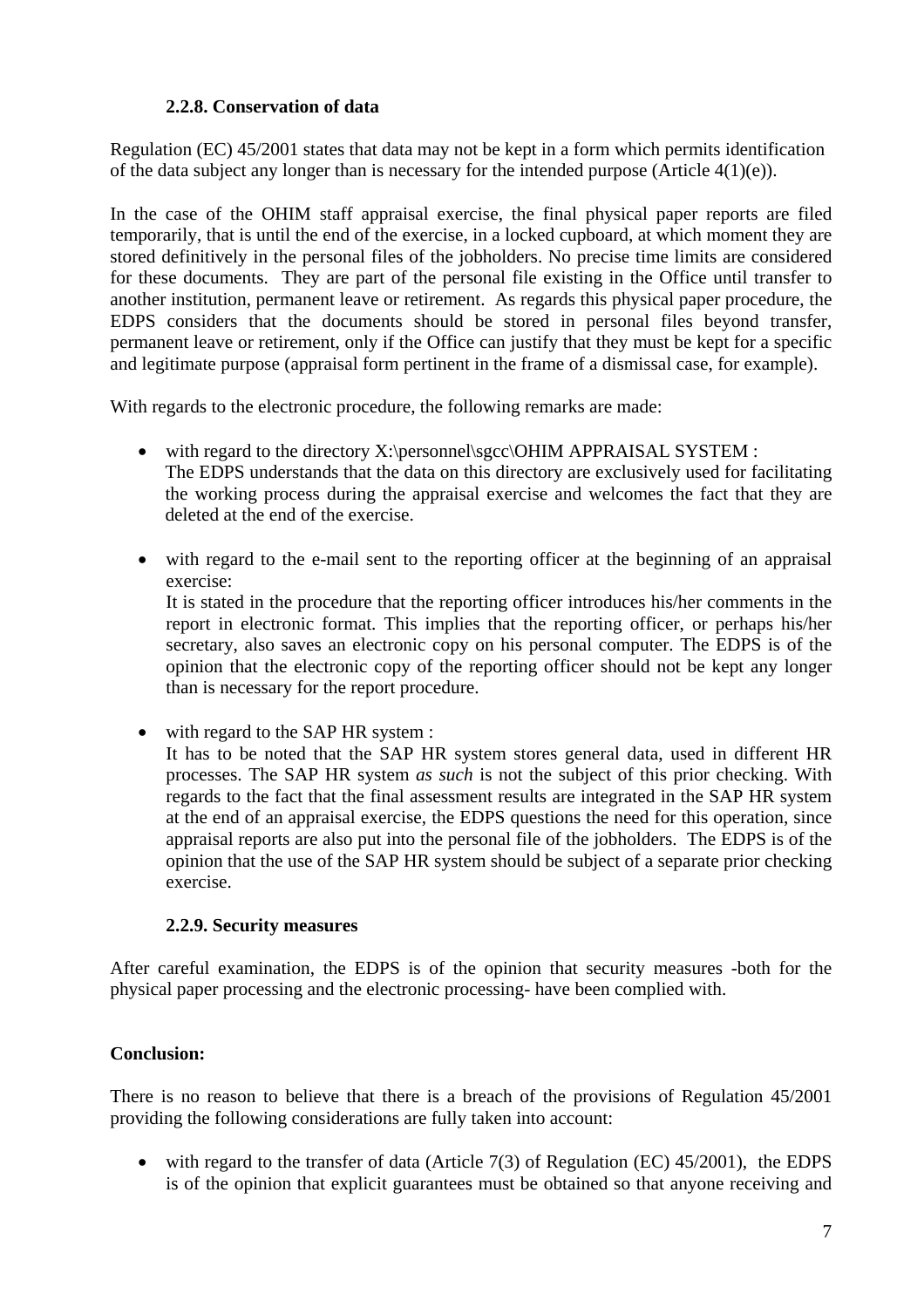### 2.2.8. Conservation of data

Regulation (EC) 45/2001 states that data may not be kept in a form which permits identification of the data subject any longer than is necessary for the intended purpose (Article 4(1)(e)).

In the case of the OHIM staff appraisal exercise, the final physical paper reports are filed temporarily, that is until the end of the exercise, in a locked cupboard, at which moment they are stored definitively in the personal files of the jobholders. No precise time limits are considered for these documents. They are part of the personal file existing in the Office until transfer to another institution, permanent leave or retirement. As regards this physical paper procedure, the EDPS considers that the documents should be stored in personal files beyond transfer, permanent leave or retirement, only if the Office can justify that they must be kept for a specific and legitimate purpose (appraisal form pertinent in the frame of a dismissal case, for example).

With regards to the electronic procedure, the following remarks are made:

- with regard to the directory X:\personnel\sgcc\OHIM APPRAISAL SYSTEM :
  The EDPS understands that the data on this directory are exclusively used for facilitating the working process during the appraisal exercise and welcomes the fact that they are deleted at the end of the exercise.

- with regard to the e-mail sent to the reporting officer at the beginning of an appraisal exercise:
  It is stated in the procedure that the reporting officer introduces his/her comments in the report in electronic format. This implies that the reporting officer, or perhaps his/her secretary, also saves an electronic copy on his personal computer. The EDPS is of the opinion that the electronic copy of the reporting officer should not be kept any longer than is necessary for the report procedure.

- with regard to the SAP HR system :
  It has to be noted that the SAP HR system stores general data, used in different HR processes. The SAP HR system *as such* is not the subject of this prior checking. With regards to the fact that the final assessment results are integrated in the SAP HR system at the end of an appraisal exercise, the EDPS questions the need for this operation, since appraisal reports are also put into the personal file of the jobholders. The EDPS is of the opinion that the use of the SAP HR system should be subject of a separate prior checking exercise.

### 2.2.9. Security measures

After careful examination, the EDPS is of the opinion that security measures -both for the physical paper processing and the electronic processing- have been complied with.

**Conclusion:**

There is no reason to believe that there is a breach of the provisions of Regulation 45/2001 providing the following considerations are fully taken into account:

- with regard to the transfer of data (Article 7(3) of Regulation (EC) 45/2001), the EDPS is of the opinion that explicit guarantees must be obtained so that anyone receiving and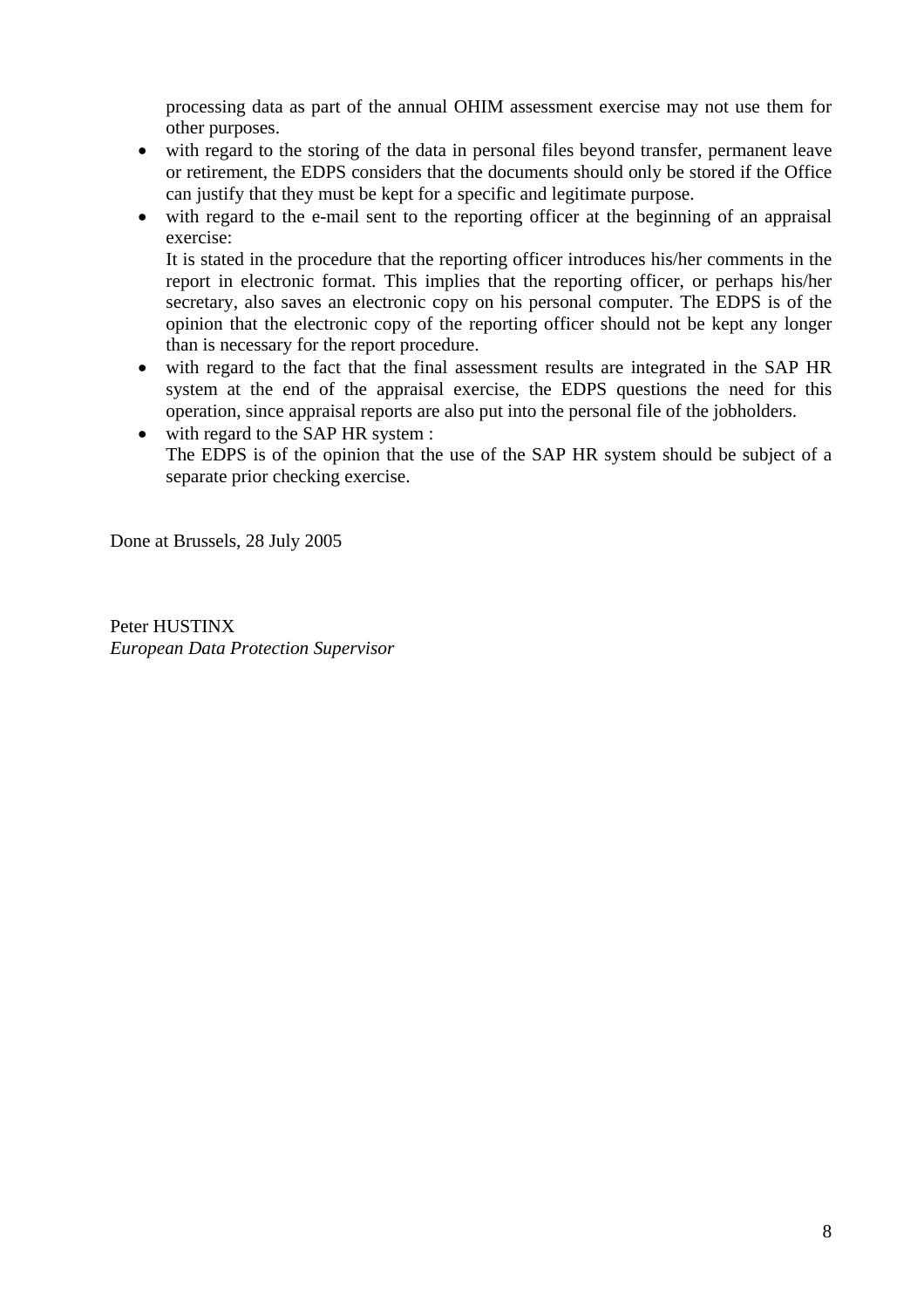processing data as part of the annual OHIM assessment exercise may not use them for other purposes.

- with regard to the storing of the data in personal files beyond transfer, permanent leave or retirement, the EDPS considers that the documents should only be stored if the Office can justify that they must be kept for a specific and legitimate purpose.
- with regard to the e-mail sent to the reporting officer at the beginning of an appraisal exercise:
  It is stated in the procedure that the reporting officer introduces his/her comments in the report in electronic format. This implies that the reporting officer, or perhaps his/her secretary, also saves an electronic copy on his personal computer. The EDPS is of the opinion that the electronic copy of the reporting officer should not be kept any longer than is necessary for the report procedure.
- with regard to the fact that the final assessment results are integrated in the SAP HR system at the end of the appraisal exercise, the EDPS questions the need for this operation, since appraisal reports are also put into the personal file of the jobholders.
- with regard to the SAP HR system :
  The EDPS is of the opinion that the use of the SAP HR system should be subject of a separate prior checking exercise.

Done at Brussels, 28 July 2005

Peter HUSTINX
*European Data Protection Supervisor*